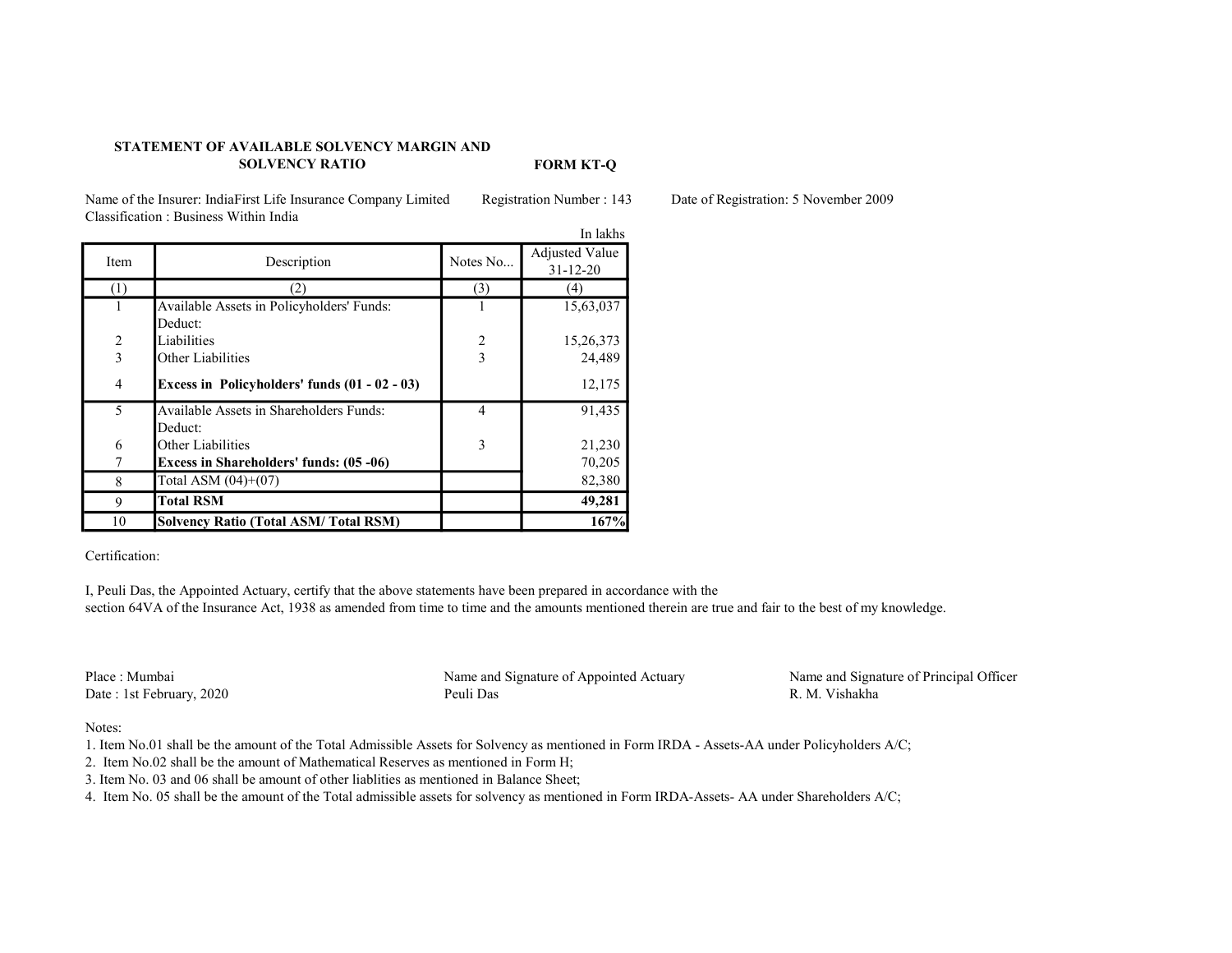**STATEMENT OF AVAILABLE SOLVENCY MARGIN AND SOLVENCY RATIO**

**FORM KT-Q**

Name of the Insurer: IndiaFirst Life Insurance Company Limited Registration Number : 143 Date of Registration: 5 November 2009

Classification : Business Within India

In lakhs

| Item | Description | Notes No... | Adjusted Value 31-12-20 |
|---|---|---|---|
| (1) | (2) | (3) | (4) |
| 1 | Available Assets in Policyholders' Funds: | 1 | 15,63,037 |
| | Deduct: | | |
| 2 | Liabilities | 2 | 15,26,373 |
| 3 | Other Liabilities | 3 | 24,489 |
| 4 | **Excess in Policyholders' funds (01 - 02 - 03)** | | 12,175 |
| 5 | Available Assets in Shareholders Funds: | 4 | 91,435 |
| | Deduct: | | |
| 6 | Other Liabilities | 3 | 21,230 |
| 7 | **Excess in Shareholders' funds: (05 -06)** | | 70,205 |
| 8 | Total ASM (04)+(07) | | 82,380 |
| 9 | **Total RSM** | | **49,281** |
| 10 | **Solvency Ratio (Total ASM/ Total RSM)** | | **167%** |

Certification:

I, Peuli Das, the Appointed Actuary, certify that the above statements have been prepared in accordance with the section 64VA of the Insurance Act, 1938 as amended from time to time and the amounts mentioned therein are true and fair to the best of my knowledge.

Place : Mumbai
Date : 1st February, 2020

Name and Signature of Appointed Actuary
Peuli Das

Name and Signature of Principal Officer
R. M. Vishakha

Notes:

1. Item No.01 shall be the amount of the Total Admissible Assets for Solvency as mentioned in Form IRDA - Assets-AA under Policyholders A/C;
2. Item No.02 shall be the amount of Mathematical Reserves as mentioned in Form H;
3. Item No. 03 and 06 shall be amount of other liablities as mentioned in Balance Sheet;
4. Item No. 05 shall be the amount of the Total admissible assets for solvency as mentioned in Form IRDA-Assets- AA under Shareholders A/C;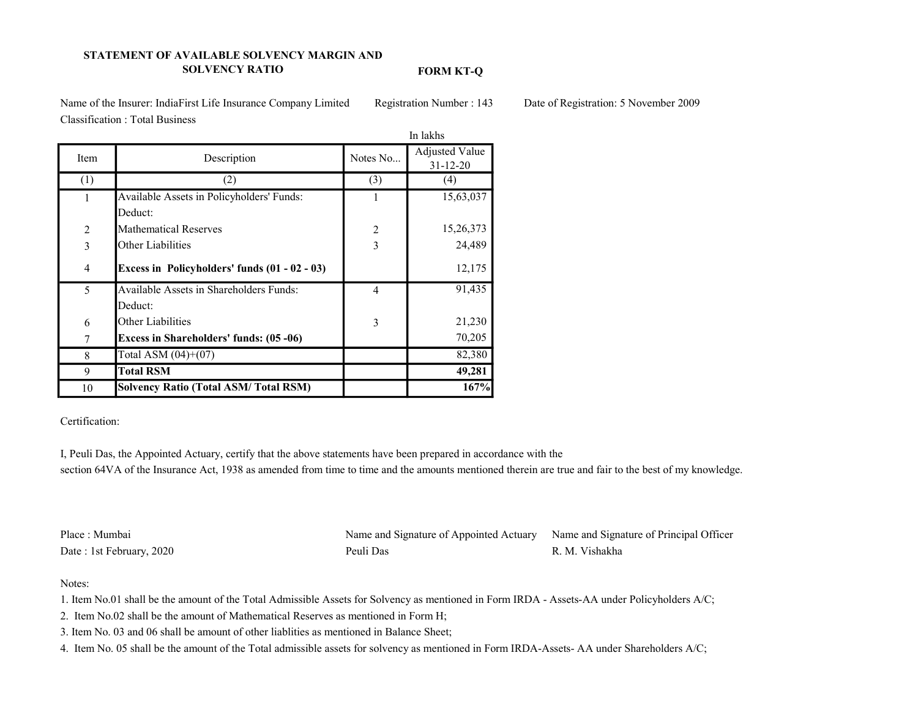**STATEMENT OF AVAILABLE SOLVENCY MARGIN AND SOLVENCY RATIO**

**FORM KT-Q**

Name of the Insurer: IndiaFirst Life Insurance Company Limited     Registration Number : 143     Date of Registration: 5 November 2009

Classification : Total Business

In lakhs

| Item | Description | Notes No... | Adjusted Value 31-12-20 |
|---|---|---|---|
| (1) | (2) | (3) | (4) |
| 1 | Available Assets in Policyholders' Funds: | 1 | 15,63,037 |
| | Deduct: | | |
| 2 | Mathematical Reserves | 2 | 15,26,373 |
| 3 | Other Liabilities | 3 | 24,489 |
| 4 | **Excess in Policyholders' funds (01 - 02 - 03)** | | 12,175 |
| 5 | Available Assets in Shareholders Funds: | 4 | 91,435 |
| | Deduct: | | |
| 6 | Other Liabilities | 3 | 21,230 |
| 7 | **Excess in Shareholders' funds: (05 -06)** | | 70,205 |
| 8 | Total ASM (04)+(07) | | 82,380 |
| 9 | **Total RSM** | | **49,281** |
| 10 | **Solvency Ratio (Total ASM/ Total RSM)** | | **167%** |

Certification:

I, Peuli Das, the Appointed Actuary, certify that the above statements have been prepared in accordance with the section 64VA of the Insurance Act, 1938 as amended from time to time and the amounts mentioned therein are true and fair to the best of my knowledge.

Place : Mumbai
Date : 1st February, 2020

Name and Signature of Appointed Actuary
Peuli Das

Name and Signature of Principal Officer
R. M. Vishakha

Notes:

1. Item No.01 shall be the amount of the Total Admissible Assets for Solvency as mentioned in Form IRDA - Assets-AA under Policyholders A/C;
2. Item No.02 shall be the amount of Mathematical Reserves as mentioned in Form H;
3. Item No. 03 and 06 shall be amount of other liablities as mentioned in Balance Sheet;
4. Item No. 05 shall be the amount of the Total admissible assets for solvency as mentioned in Form IRDA-Assets- AA under Shareholders A/C;